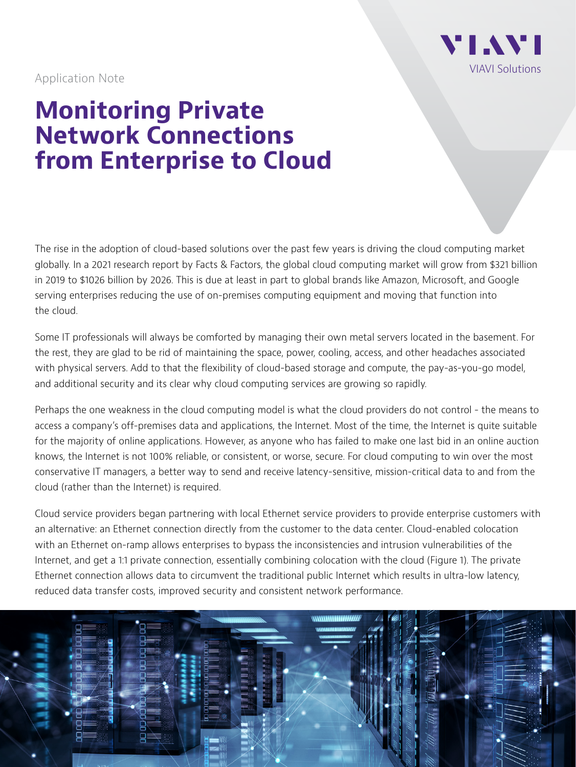Application Note

# Monitoring Private Network Connections from Enterprise to Cloud

The rise in the adoption of cloud-based solutions over the past few years is driving the cloud computing market globally. In a 2021 research report by Facts & Factors, the global cloud computing market will grow from $321 billion in 2019 to $1026 billion by 2026. This is due at least in part to global brands like Amazon, Microsoft, and Google serving enterprises reducing the use of on-premises computing equipment and moving that function into the cloud.

Some IT professionals will always be comforted by managing their own metal servers located in the basement. For the rest, they are glad to be rid of maintaining the space, power, cooling, access, and other headaches associated with physical servers. Add to that the flexibility of cloud-based storage and compute, the pay-as-you-go model, and additional security and its clear why cloud computing services are growing so rapidly.

Perhaps the one weakness in the cloud computing model is what the cloud providers do not control - the means to access a company's off-premises data and applications, the Internet. Most of the time, the Internet is quite suitable for the majority of online applications. However, as anyone who has failed to make one last bid in an online auction knows, the Internet is not 100% reliable, or consistent, or worse, secure. For cloud computing to win over the most conservative IT managers, a better way to send and receive latency-sensitive, mission-critical data to and from the cloud (rather than the Internet) is required.

Cloud service providers began partnering with local Ethernet service providers to provide enterprise customers with an alternative: an Ethernet connection directly from the customer to the data center. Cloud-enabled colocation with an Ethernet on-ramp allows enterprises to bypass the inconsistencies and intrusion vulnerabilities of the Internet, and get a 1:1 private connection, essentially combining colocation with the cloud (Figure 1). The private Ethernet connection allows data to circumvent the traditional public Internet which results in ultra-low latency, reduced data transfer costs, improved security and consistent network performance.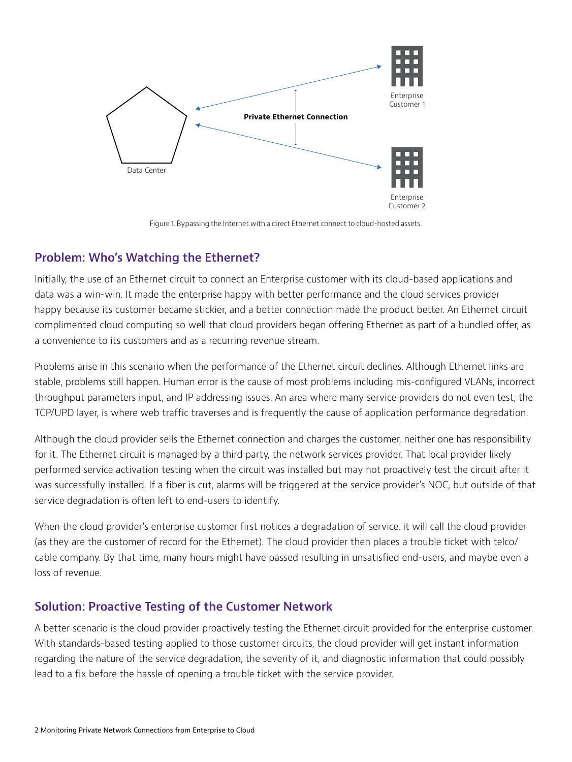Figure 1. Bypassing the Internet with a direct Ethernet connect to cloud-hosted assets.

## Problem: Who's Watching the Ethernet?

Initially, the use of an Ethernet circuit to connect an Enterprise customer with its cloud-based applications and data was a win-win. It made the enterprise happy with better performance and the cloud services provider happy because its customer became stickier, and a better connection made the product better. An Ethernet circuit complimented cloud computing so well that cloud providers began offering Ethernet as part of a bundled offer, as a convenience to its customers and as a recurring revenue stream.

Problems arise in this scenario when the performance of the Ethernet circuit declines. Although Ethernet links are stable, problems still happen. Human error is the cause of most problems including mis-configured VLANs, incorrect throughput parameters input, and IP addressing issues. An area where many service providers do not even test, the TCP/UPD layer, is where web traffic traverses and is frequently the cause of application performance degradation.

Although the cloud provider sells the Ethernet connection and charges the customer, neither one has responsibility for it. The Ethernet circuit is managed by a third party, the network services provider. That local provider likely performed service activation testing when the circuit was installed but may not proactively test the circuit after it was successfully installed. If a fiber is cut, alarms will be triggered at the service provider's NOC, but outside of that service degradation is often left to end-users to identify.

When the cloud provider's enterprise customer first notices a degradation of service, it will call the cloud provider (as they are the customer of record for the Ethernet). The cloud provider then places a trouble ticket with telco/cable company. By that time, many hours might have passed resulting in unsatisfied end-users, and maybe even a loss of revenue.

## Solution: Proactive Testing of the Customer Network

A better scenario is the cloud provider proactively testing the Ethernet circuit provided for the enterprise customer. With standards-based testing applied to those customer circuits, the cloud provider will get instant information regarding the nature of the service degradation, the severity of it, and diagnostic information that could possibly lead to a fix before the hassle of opening a trouble ticket with the service provider.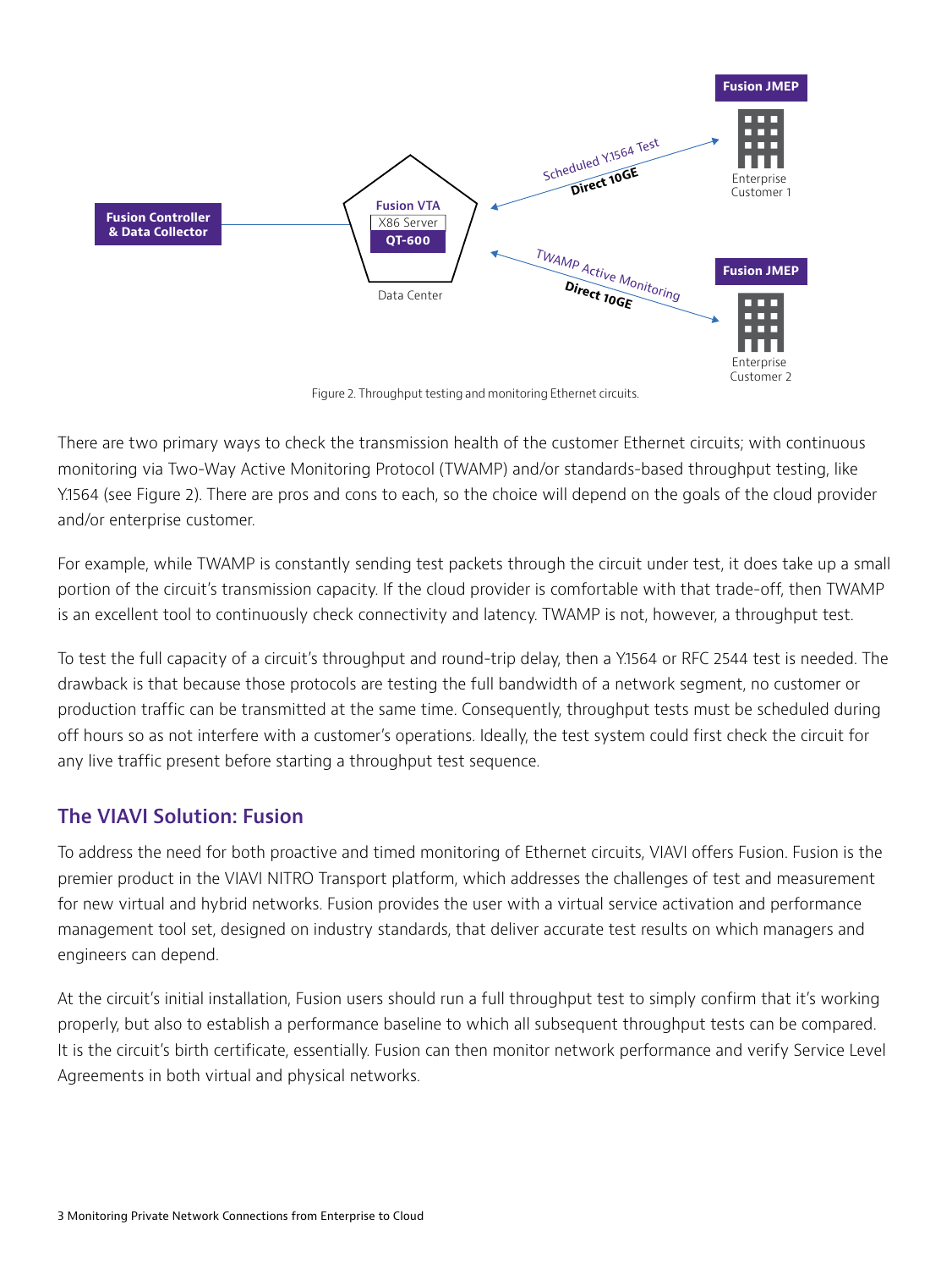Figure 2. Throughput testing and monitoring Ethernet circuits.

There are two primary ways to check the transmission health of the customer Ethernet circuits; with continuous monitoring via Two-Way Active Monitoring Protocol (TWAMP) and/or standards-based throughput testing, like Y.1564 (see Figure 2). There are pros and cons to each, so the choice will depend on the goals of the cloud provider and/or enterprise customer.

For example, while TWAMP is constantly sending test packets through the circuit under test, it does take up a small portion of the circuit's transmission capacity. If the cloud provider is comfortable with that trade-off, then TWAMP is an excellent tool to continuously check connectivity and latency. TWAMP is not, however, a throughput test.

To test the full capacity of a circuit's throughput and round-trip delay, then a Y.1564 or RFC 2544 test is needed. The drawback is that because those protocols are testing the full bandwidth of a network segment, no customer or production traffic can be transmitted at the same time. Consequently, throughput tests must be scheduled during off hours so as not interfere with a customer's operations. Ideally, the test system could first check the circuit for any live traffic present before starting a throughput test sequence.

## The VIAVI Solution: Fusion

To address the need for both proactive and timed monitoring of Ethernet circuits, VIAVI offers Fusion. Fusion is the premier product in the VIAVI NITRO Transport platform, which addresses the challenges of test and measurement for new virtual and hybrid networks. Fusion provides the user with a virtual service activation and performance management tool set, designed on industry standards, that deliver accurate test results on which managers and engineers can depend.

At the circuit's initial installation, Fusion users should run a full throughput test to simply confirm that it's working properly, but also to establish a performance baseline to which all subsequent throughput tests can be compared. It is the circuit's birth certificate, essentially. Fusion can then monitor network performance and verify Service Level Agreements in both virtual and physical networks.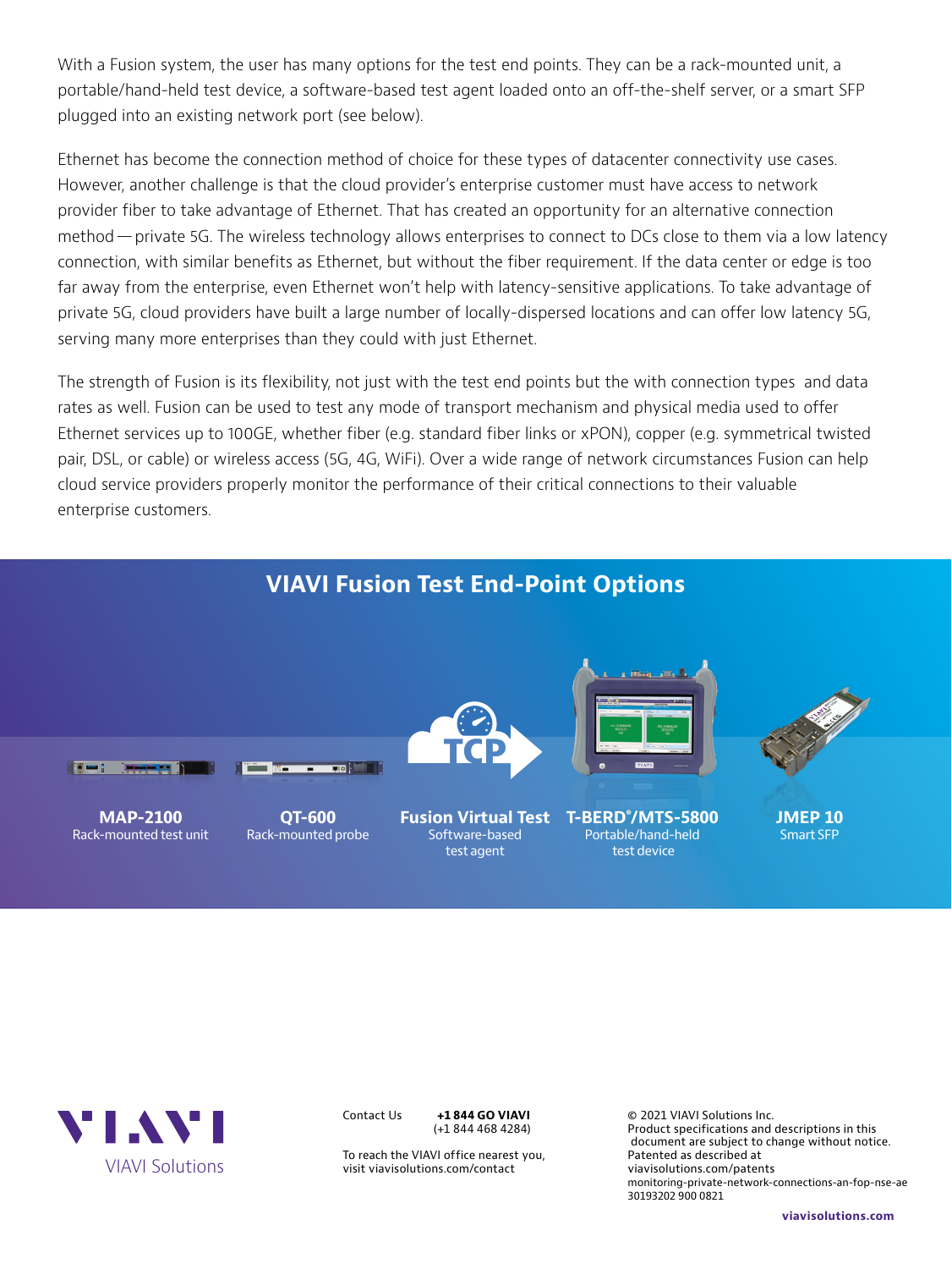With a Fusion system, the user has many options for the test end points. They can be a rack-mounted unit, a portable/hand-held test device, a software-based test agent loaded onto an off-the-shelf server, or a smart SFP plugged into an existing network port (see below).

Ethernet has become the connection method of choice for these types of datacenter connectivity use cases. However, another challenge is that the cloud provider's enterprise customer must have access to network provider fiber to take advantage of Ethernet. That has created an opportunity for an alternative connection method — private 5G. The wireless technology allows enterprises to connect to DCs close to them via a low latency connection, with similar benefits as Ethernet, but without the fiber requirement. If the data center or edge is too far away from the enterprise, even Ethernet won't help with latency-sensitive applications. To take advantage of private 5G, cloud providers have built a large number of locally-dispersed locations and can offer low latency 5G, serving many more enterprises than they could with just Ethernet.

The strength of Fusion is its flexibility, not just with the test end points but the with connection types and data rates as well. Fusion can be used to test any mode of transport mechanism and physical media used to offer Ethernet services up to 100GE, whether fiber (e.g. standard fiber links or xPON), copper (e.g. symmetrical twisted pair, DSL, or cable) or wireless access (5G, 4G, WiFi). Over a wide range of network circumstances Fusion can help cloud service providers properly monitor the performance of their critical connections to their valuable enterprise customers.

## VIAVI Fusion Test End-Point Options

**MAP-2100**
Rack-mounted test unit

**QT-600**
Rack-mounted probe

**Fusion Virtual Test**
Software-based test agent

**T-BERD®/MTS-5800**
Portable/hand-held test device

**JMEP 10**
Smart SFP

VIAVI Solutions

Contact Us **+1 844 GO VIAVI**
(+1 844 468 4284)

To reach the VIAVI office nearest you, visit viavisolutions.com/contact

© 2021 VIAVI Solutions Inc.
Product specifications and descriptions in this document are subject to change without notice.
Patented as described at viavisolutions.com/patents
monitoring-private-network-connections-an-fop-nse-ae
30193202 900 0821

**viavisolutions.com**